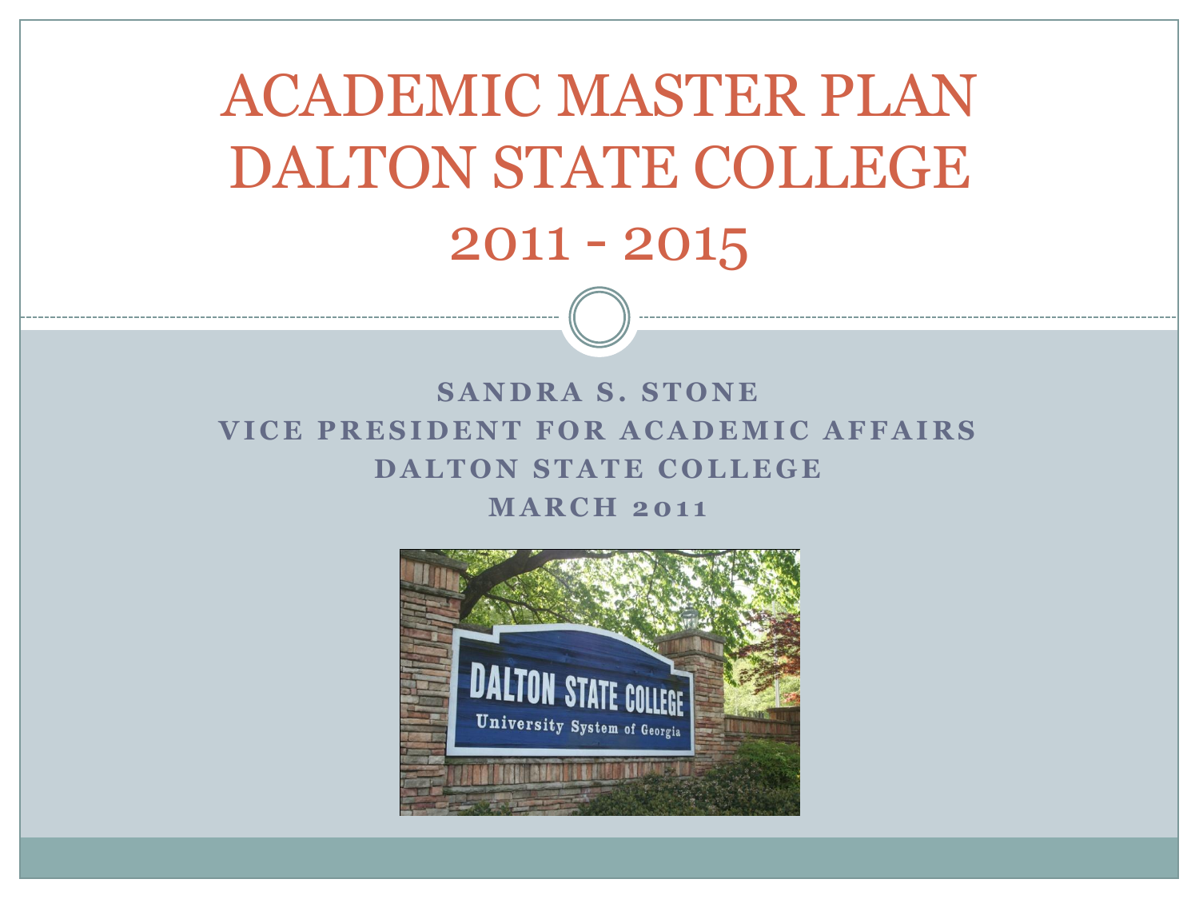# ACADEMIC MASTER PLAN DALTON STATE COLLEGE 2011 - 2015

**SANDRA S. STONE**
**VICE PRESIDENT FOR ACADEMIC AFFAIRS**
**DALTON STATE COLLEGE**
**MARCH 2011**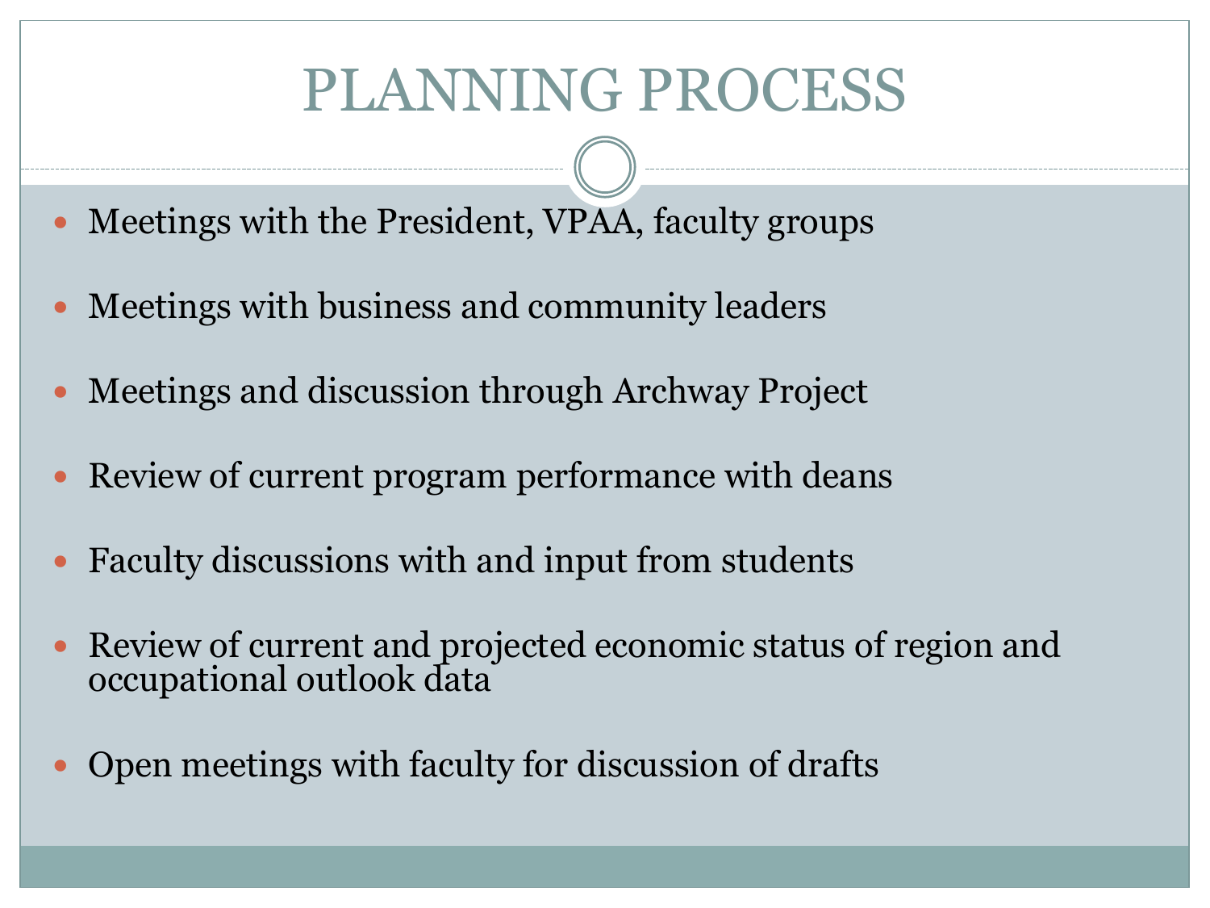# PLANNING PROCESS

- Meetings with the President, VPAA, faculty groups
- Meetings with business and community leaders
- Meetings and discussion through Archway Project
- Review of current program performance with deans
- Faculty discussions with and input from students
- Review of current and projected economic status of region and occupational outlook data
- Open meetings with faculty for discussion of drafts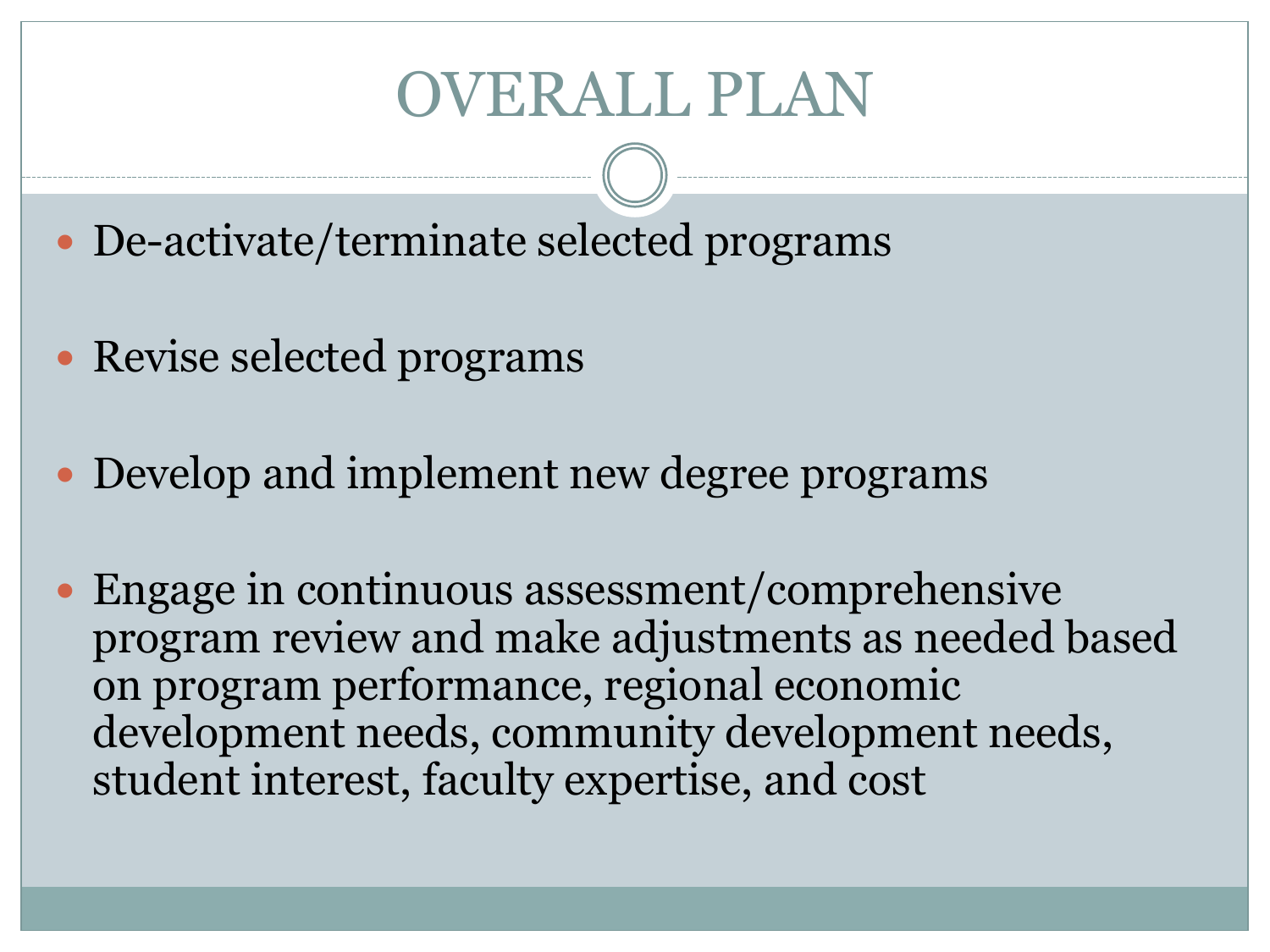# OVERALL PLAN

- De-activate/terminate selected programs
- Revise selected programs
- Develop and implement new degree programs
- Engage in continuous assessment/comprehensive program review and make adjustments as needed based on program performance, regional economic development needs, community development needs, student interest, faculty expertise, and cost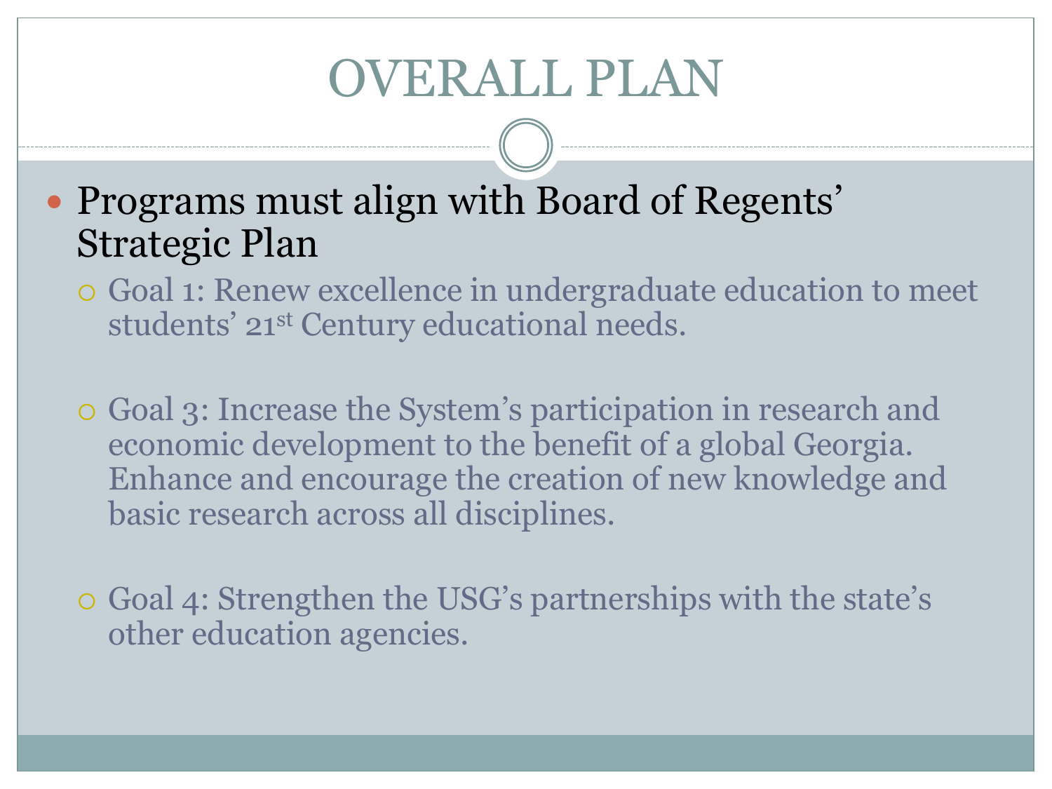# OVERALL PLAN

- Programs must align with Board of Regents' Strategic Plan
  - Goal 1: Renew excellence in undergraduate education to meet students' 21st Century educational needs.
  - Goal 3: Increase the System's participation in research and economic development to the benefit of a global Georgia. Enhance and encourage the creation of new knowledge and basic research across all disciplines.
  - Goal 4: Strengthen the USG's partnerships with the state's other education agencies.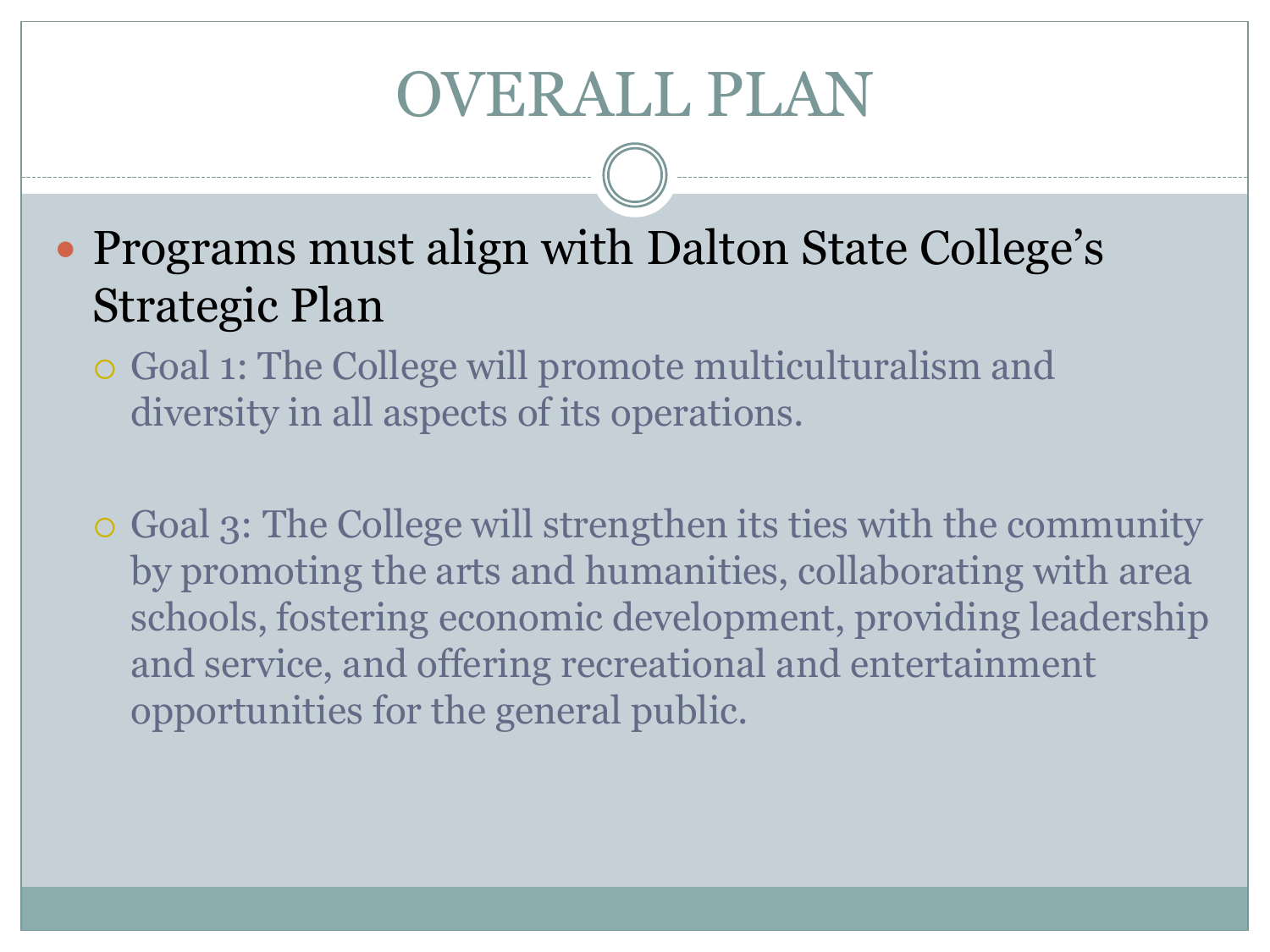# OVERALL PLAN

- Programs must align with Dalton State College's Strategic Plan
  - Goal 1: The College will promote multiculturalism and diversity in all aspects of its operations.
  - Goal 3: The College will strengthen its ties with the community by promoting the arts and humanities, collaborating with area schools, fostering economic development, providing leadership and service, and offering recreational and entertainment opportunities for the general public.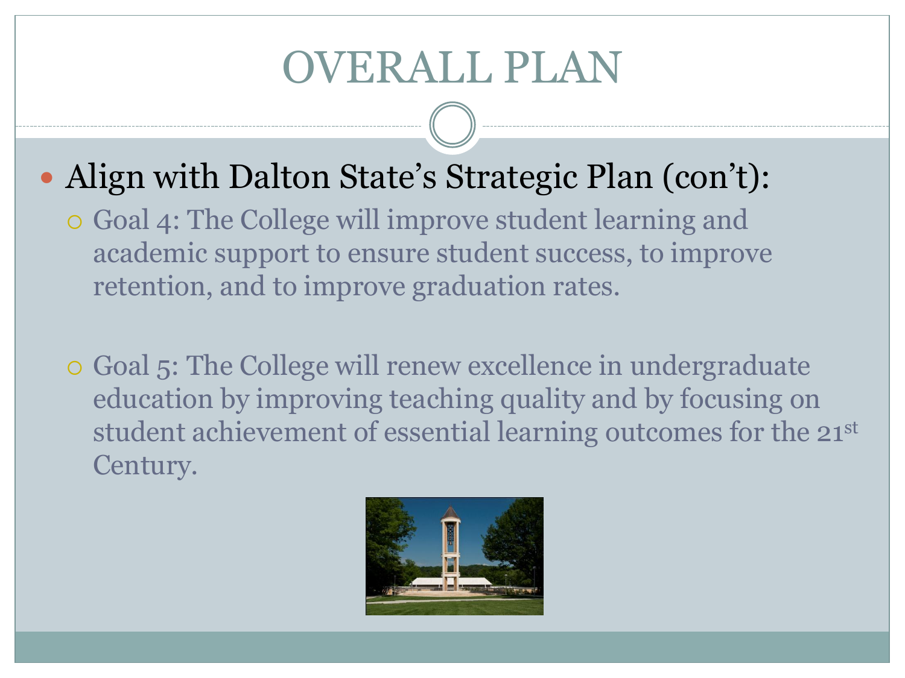# OVERALL PLAN

- Align with Dalton State's Strategic Plan (con't):
  - Goal 4: The College will improve student learning and academic support to ensure student success, to improve retention, and to improve graduation rates.
  - Goal 5: The College will renew excellence in undergraduate education by improving teaching quality and by focusing on student achievement of essential learning outcomes for the 21st Century.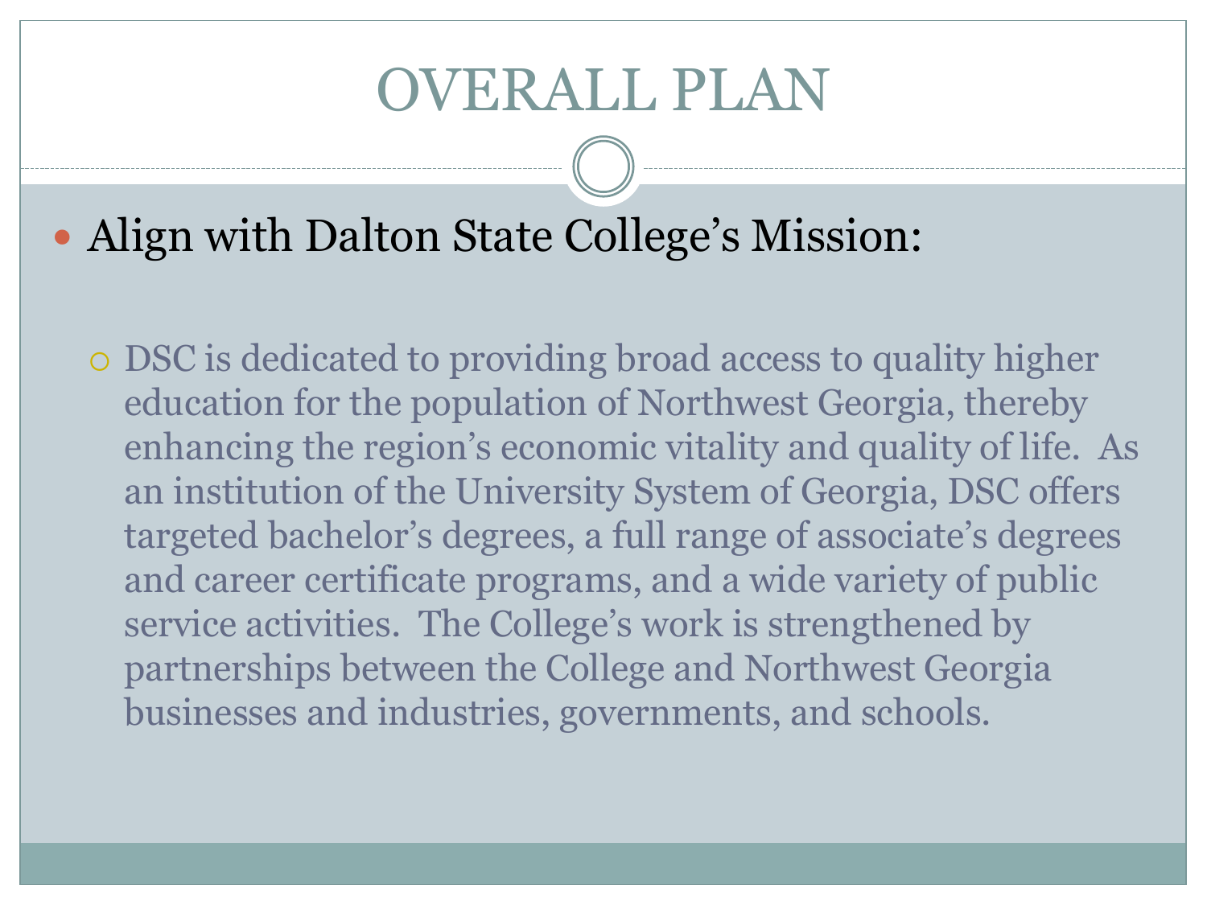# OVERALL PLAN

- Align with Dalton State College's Mission:
  - DSC is dedicated to providing broad access to quality higher education for the population of Northwest Georgia, thereby enhancing the region's economic vitality and quality of life. As an institution of the University System of Georgia, DSC offers targeted bachelor's degrees, a full range of associate's degrees and career certificate programs, and a wide variety of public service activities. The College's work is strengthened by partnerships between the College and Northwest Georgia businesses and industries, governments, and schools.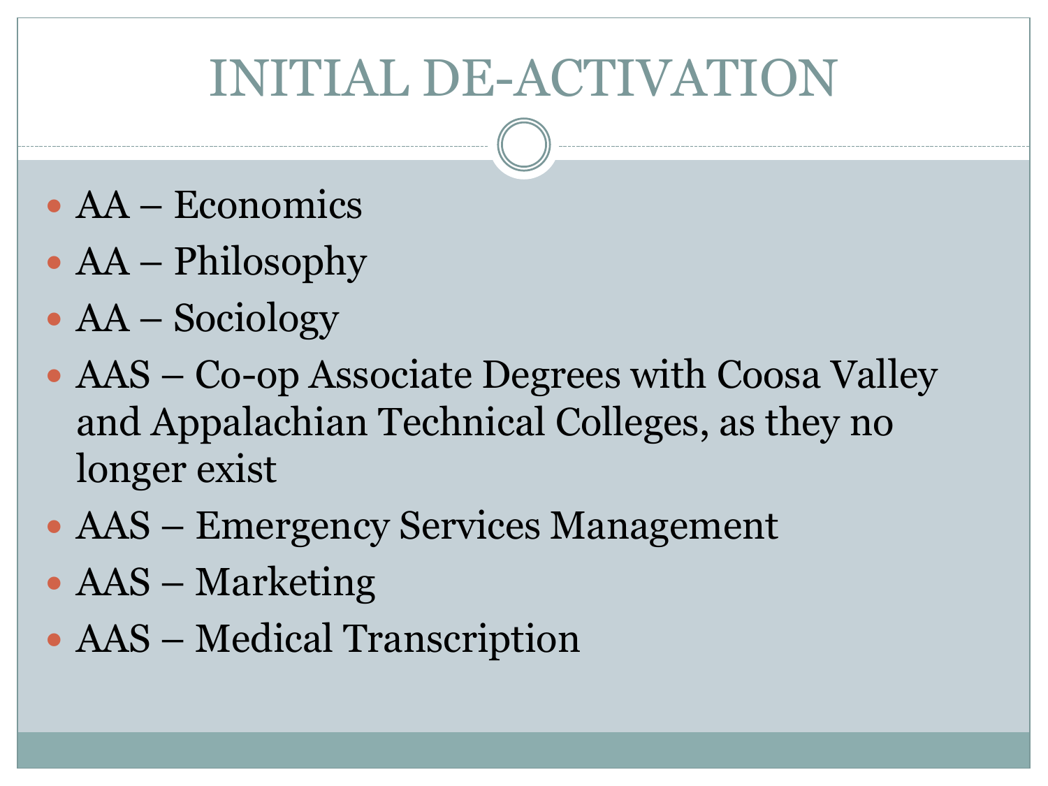# INITIAL DE-ACTIVATION

- AA – Economics
- AA – Philosophy
- AA – Sociology
- AAS – Co-op Associate Degrees with Coosa Valley and Appalachian Technical Colleges, as they no longer exist
- AAS – Emergency Services Management
- AAS – Marketing
- AAS – Medical Transcription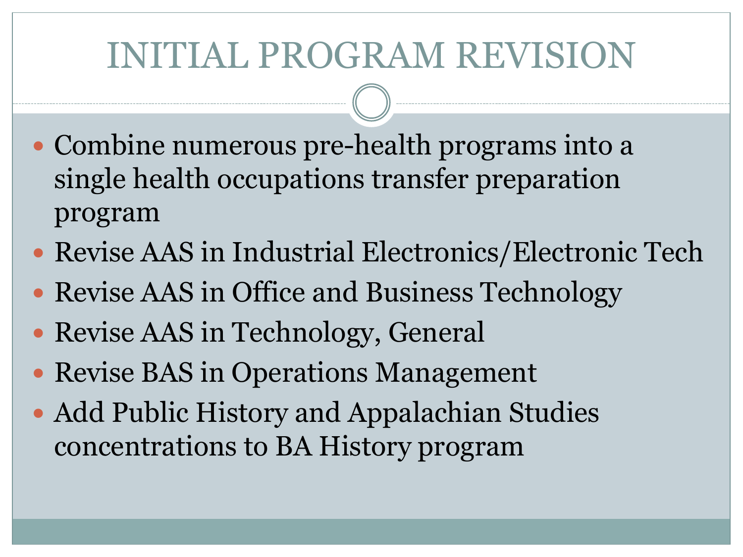# INITIAL PROGRAM REVISION

- Combine numerous pre-health programs into a single health occupations transfer preparation program
- Revise AAS in Industrial Electronics/Electronic Tech
- Revise AAS in Office and Business Technology
- Revise AAS in Technology, General
- Revise BAS in Operations Management
- Add Public History and Appalachian Studies concentrations to BA History program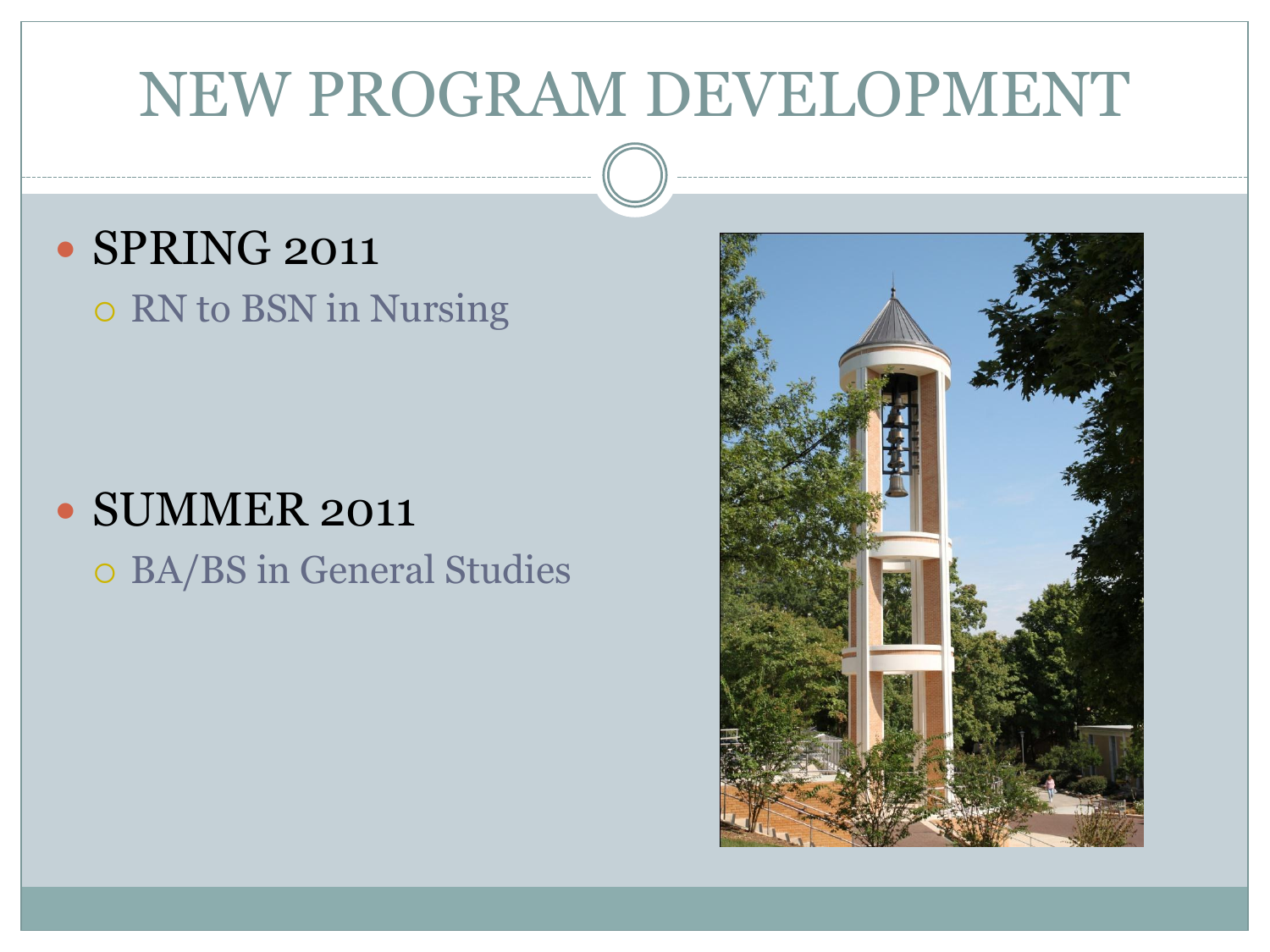# NEW PROGRAM DEVELOPMENT

- SPRING 2011
  - RN to BSN in Nursing
- SUMMER 2011
  - BA/BS in General Studies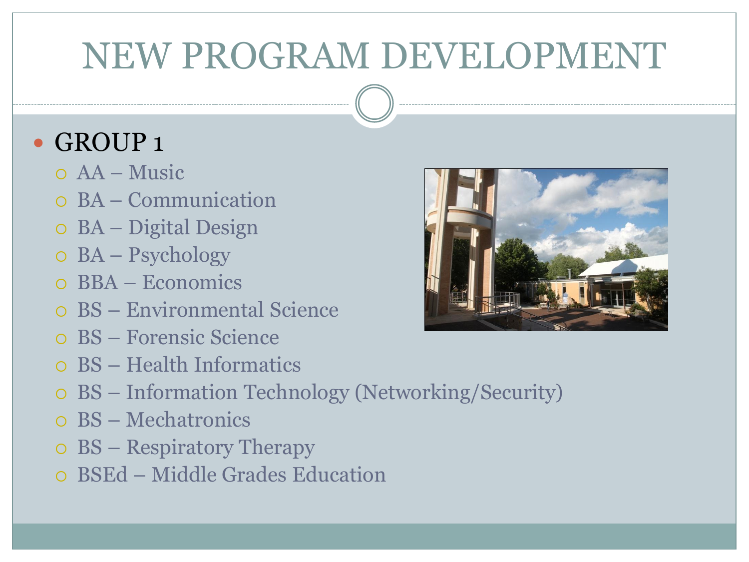# NEW PROGRAM DEVELOPMENT

- GROUP 1
  - AA – Music
  - BA – Communication
  - BA – Digital Design
  - BA – Psychology
  - BBA – Economics
  - BS – Environmental Science
  - BS – Forensic Science
  - BS – Health Informatics
  - BS – Information Technology (Networking/Security)
  - BS – Mechatronics
  - BS – Respiratory Therapy
  - BSEd – Middle Grades Education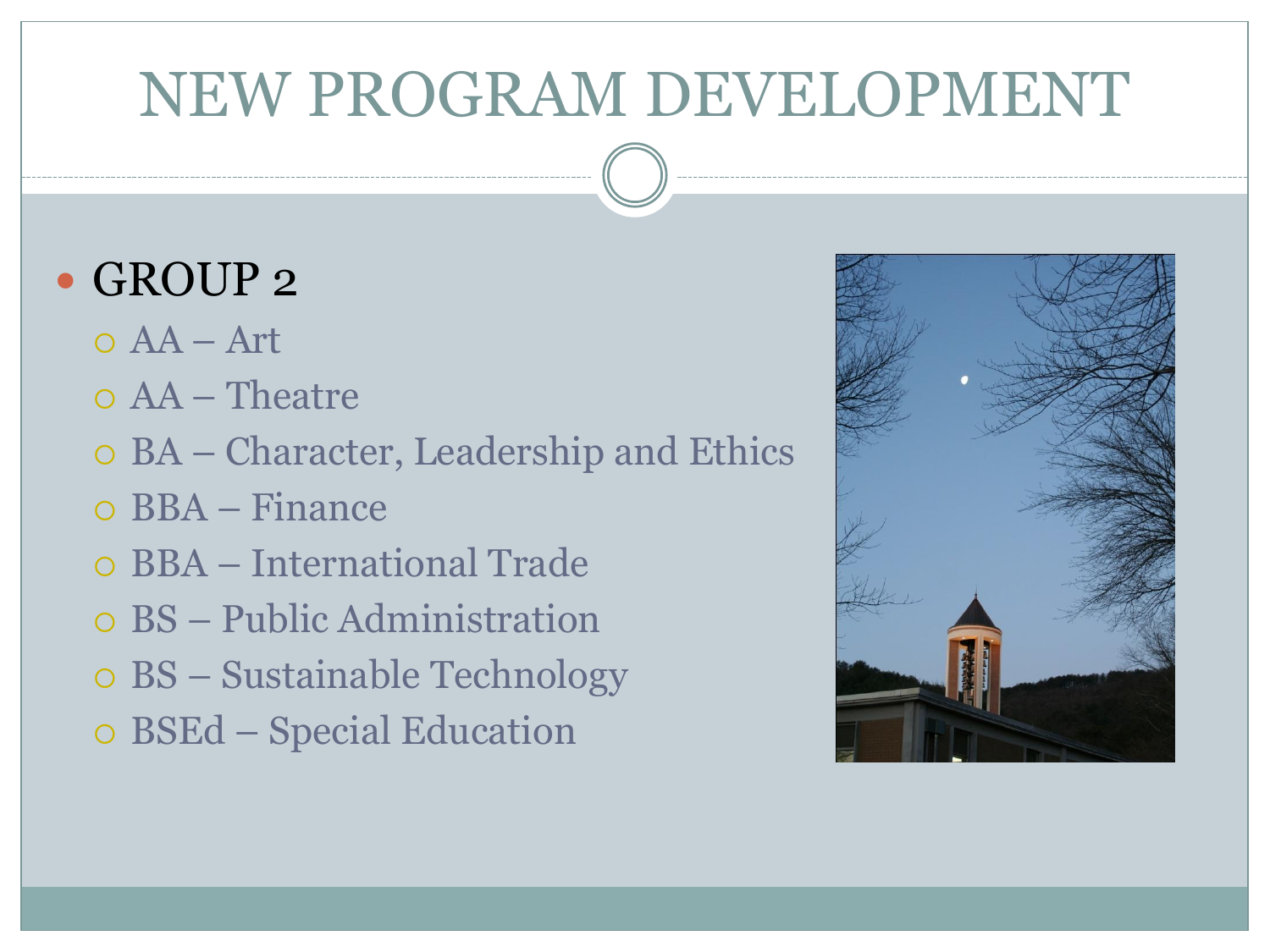# NEW PROGRAM DEVELOPMENT

- GROUP 2
  - AA – Art
  - AA – Theatre
  - BA – Character, Leadership and Ethics
  - BBA – Finance
  - BBA – International Trade
  - BS – Public Administration
  - BS – Sustainable Technology
  - BSEd – Special Education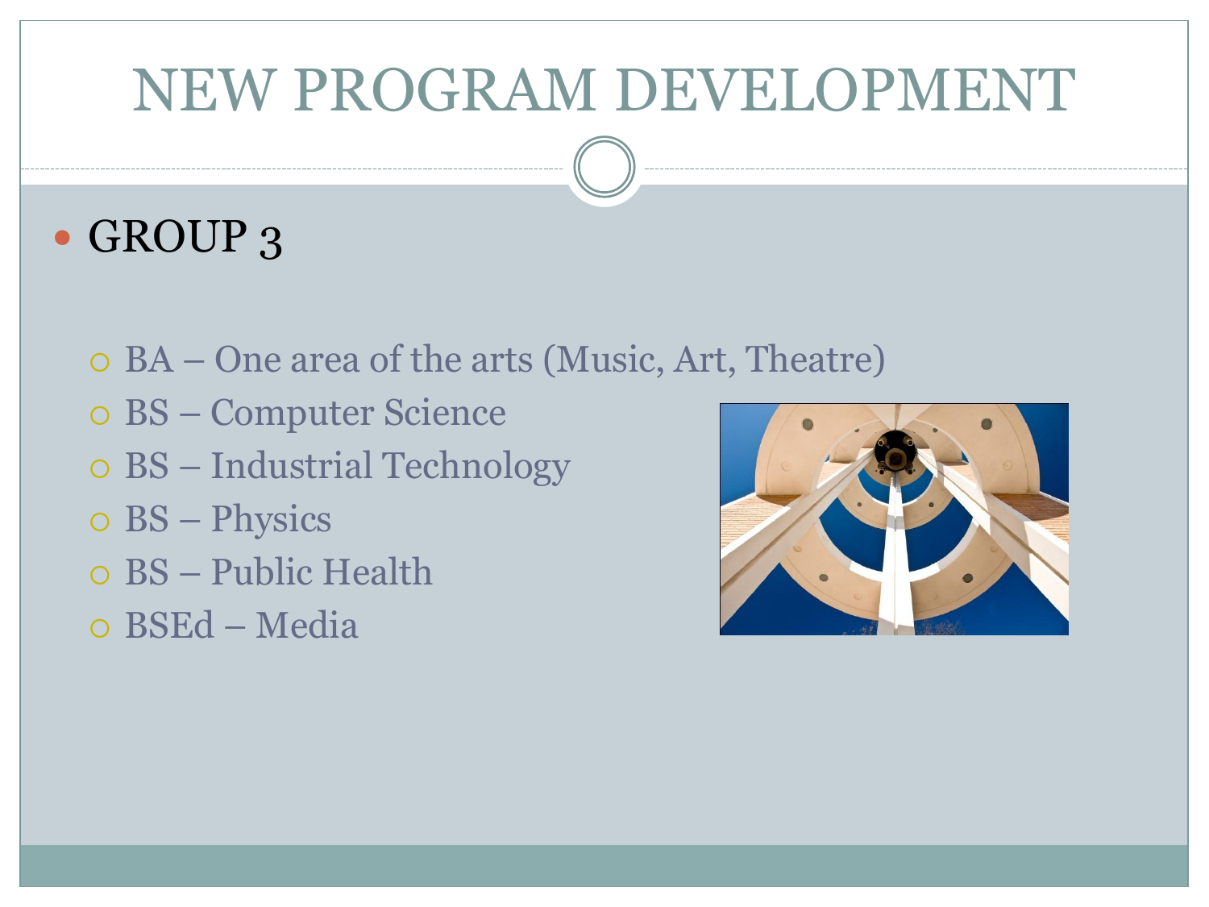# NEW PROGRAM DEVELOPMENT

- GROUP 3
  - BA – One area of the arts (Music, Art, Theatre)
  - BS – Computer Science
  - BS – Industrial Technology
  - BS – Physics
  - BS – Public Health
  - BSEd – Media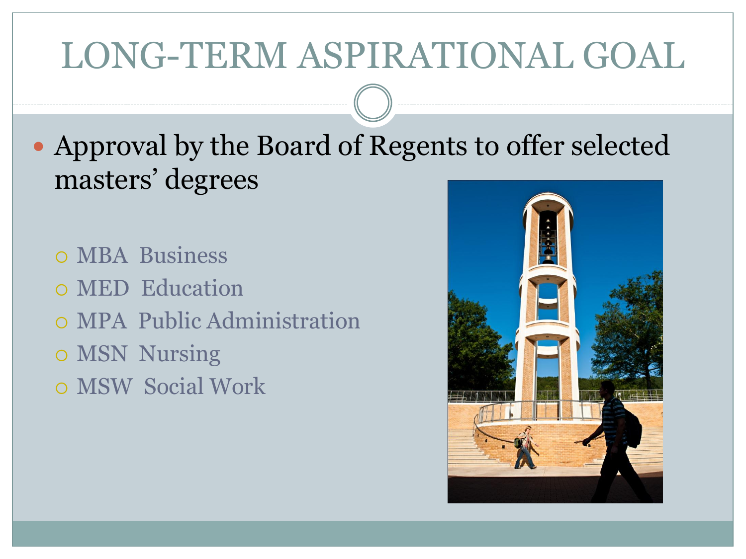# LONG-TERM ASPIRATIONAL GOAL

- Approval by the Board of Regents to offer selected masters' degrees
  - MBA Business
  - MED Education
  - MPA Public Administration
  - MSN Nursing
  - MSW Social Work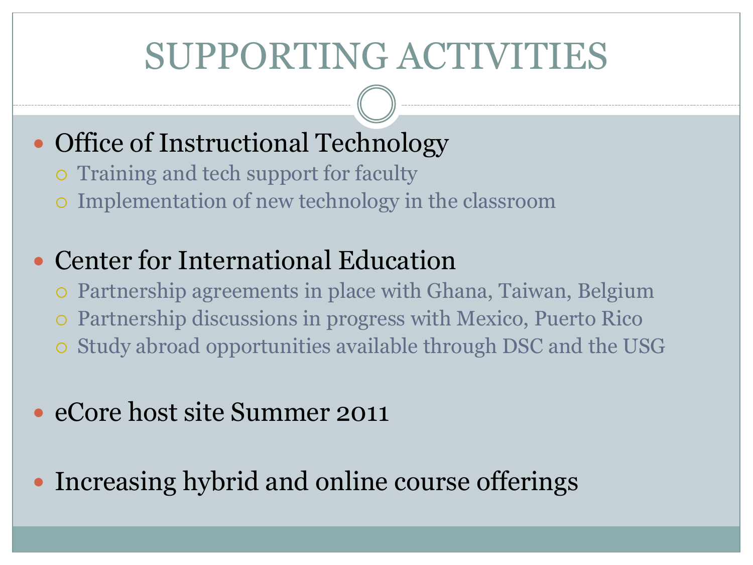# SUPPORTING ACTIVITIES

- Office of Instructional Technology
  - Training and tech support for faculty
  - Implementation of new technology in the classroom
- Center for International Education
  - Partnership agreements in place with Ghana, Taiwan, Belgium
  - Partnership discussions in progress with Mexico, Puerto Rico
  - Study abroad opportunities available through DSC and the USG
- eCore host site Summer 2011
- Increasing hybrid and online course offerings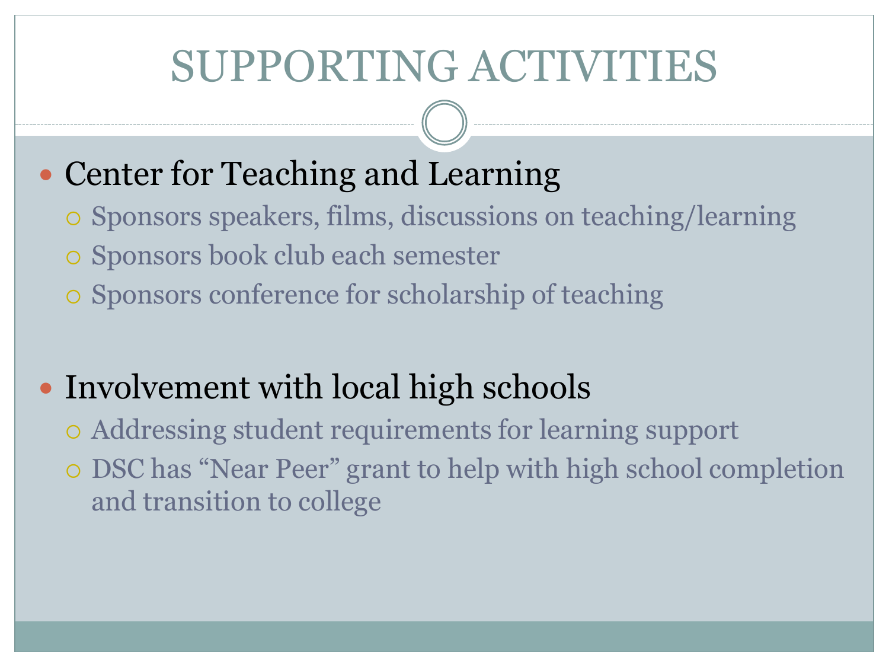# SUPPORTING ACTIVITIES

- Center for Teaching and Learning
  - Sponsors speakers, films, discussions on teaching/learning
  - Sponsors book club each semester
  - Sponsors conference for scholarship of teaching

- Involvement with local high schools
  - Addressing student requirements for learning support
  - DSC has "Near Peer" grant to help with high school completion and transition to college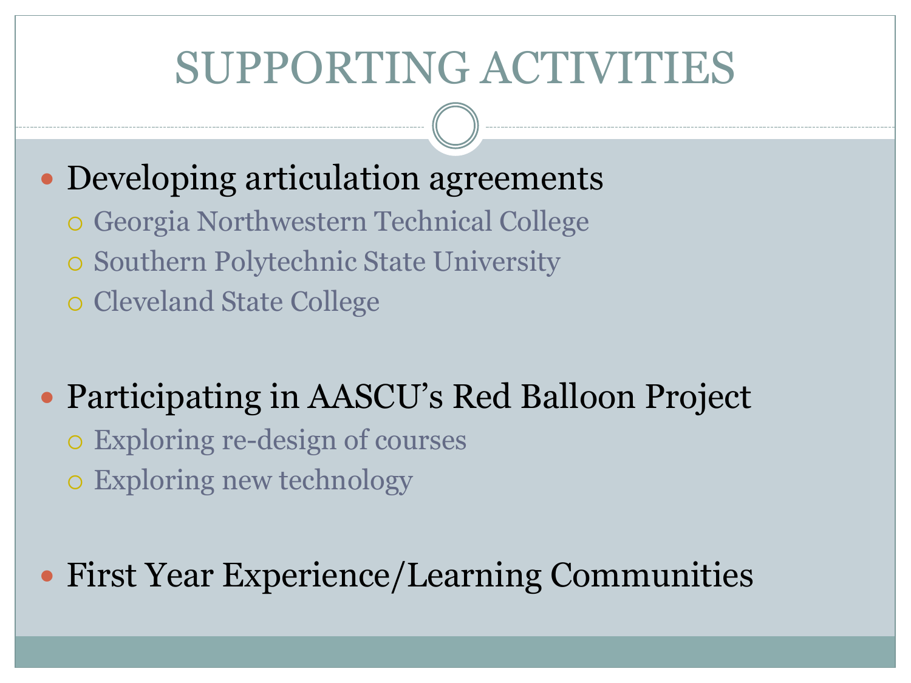# SUPPORTING ACTIVITIES

- Developing articulation agreements
  - Georgia Northwestern Technical College
  - Southern Polytechnic State University
  - Cleveland State College

- Participating in AASCU's Red Balloon Project
  - Exploring re-design of courses
  - Exploring new technology

- First Year Experience/Learning Communities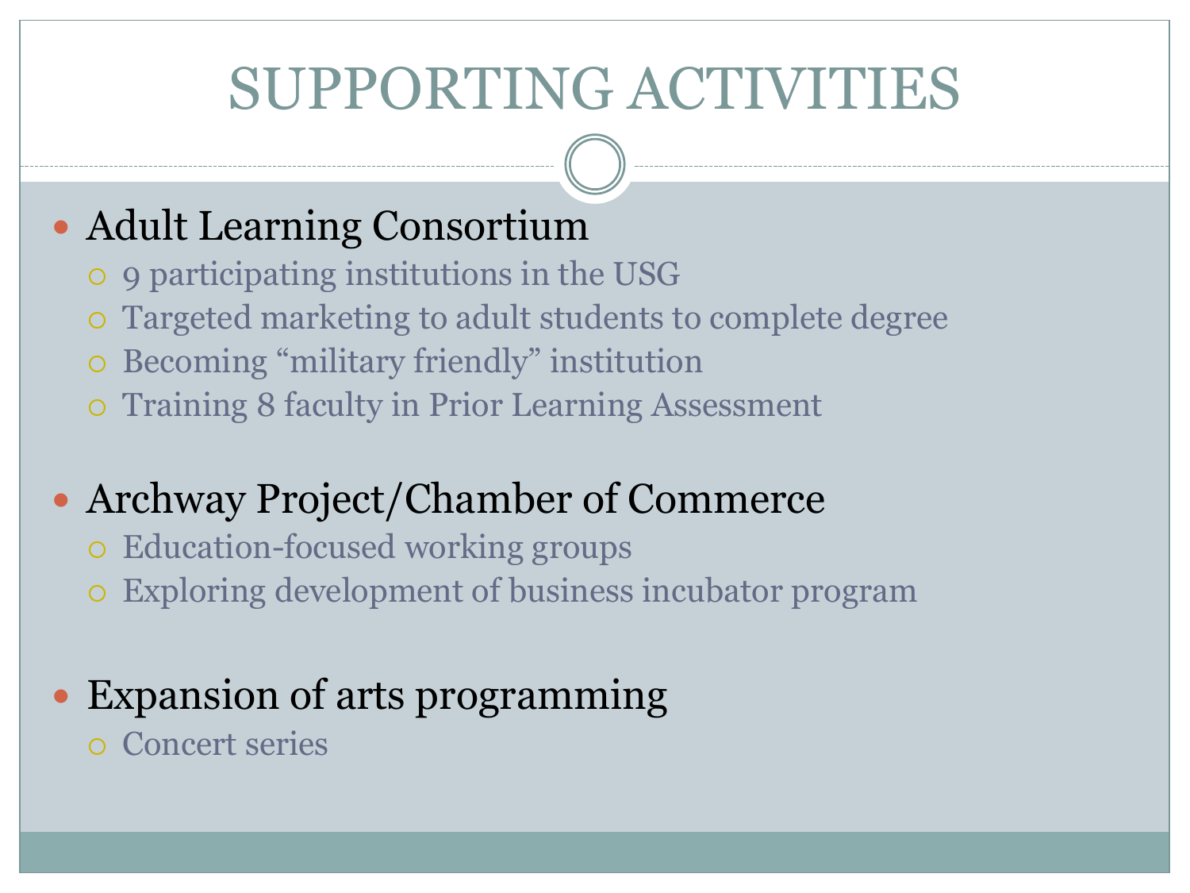# SUPPORTING ACTIVITIES

- Adult Learning Consortium
  - 9 participating institutions in the USG
  - Targeted marketing to adult students to complete degree
  - Becoming "military friendly" institution
  - Training 8 faculty in Prior Learning Assessment
- Archway Project/Chamber of Commerce
  - Education-focused working groups
  - Exploring development of business incubator program
- Expansion of arts programming
  - Concert series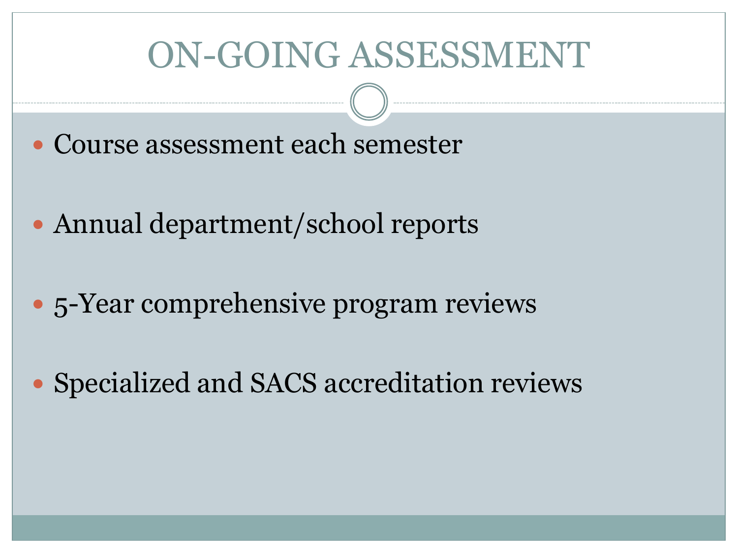# ON-GOING ASSESSMENT

- Course assessment each semester
- Annual department/school reports
- 5-Year comprehensive program reviews
- Specialized and SACS accreditation reviews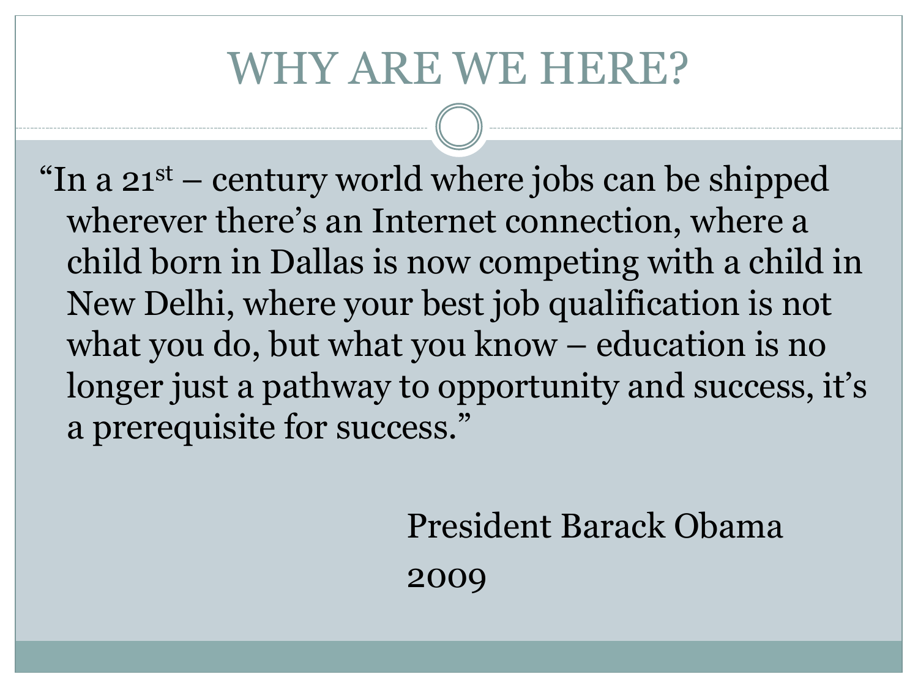# WHY ARE WE HERE?

"In a 21st – century world where jobs can be shipped wherever there's an Internet connection, where a child born in Dallas is now competing with a child in New Delhi, where your best job qualification is not what you do, but what you know – education is no longer just a pathway to opportunity and success, it's a prerequisite for success."

President Barack Obama

2009